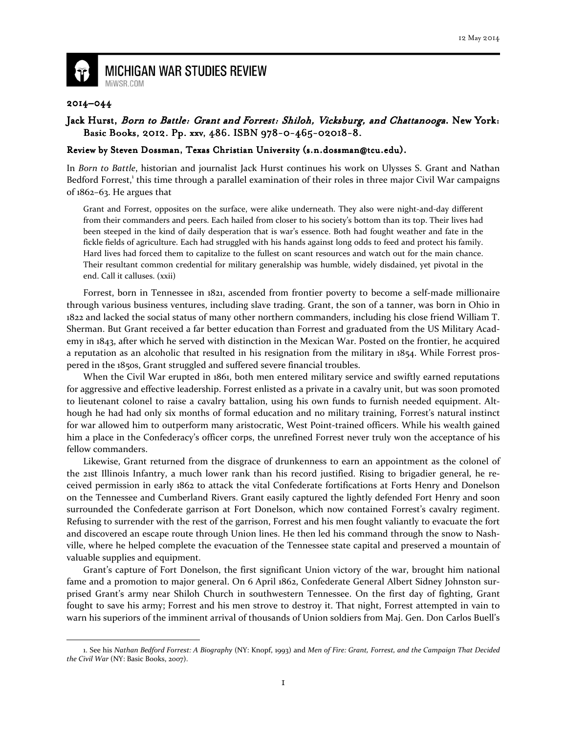12 May 2014

MICHIGAN WAR STUDIES REVIEW
MiWSR.COM

**2014–044**

**Jack Hurst, *Born to Battle: Grant and Forrest: Shiloh, Vicksburg, and Chattanooga*. New York: Basic Books, 2012. Pp. xxv, 486. ISBN 978-0-465-02018-8.**

**Review by Steven Dossman, Texas Christian University (s.n.dossman@tcu.edu).**

In *Born to Battle*, historian and journalist Jack Hurst continues his work on Ulysses S. Grant and Nathan Bedford Forrest,[1] this time through a parallel examination of their roles in three major Civil War campaigns of 1862–63. He argues that

> Grant and Forrest, opposites on the surface, were alike underneath. They also were night-and-day different from their commanders and peers. Each hailed from closer to his society's bottom than its top. Their lives had been steeped in the kind of daily desperation that is war's essence. Both had fought weather and fate in the fickle fields of agriculture. Each had struggled with his hands against long odds to feed and protect his family. Hard lives had forced them to capitalize to the fullest on scant resources and watch out for the main chance. Their resultant common credential for military generalship was humble, widely disdained, yet pivotal in the end. Call it calluses. (xxii)

Forrest, born in Tennessee in 1821, ascended from frontier poverty to become a self-made millionaire through various business ventures, including slave trading. Grant, the son of a tanner, was born in Ohio in 1822 and lacked the social status of many other northern commanders, including his close friend William T. Sherman. But Grant received a far better education than Forrest and graduated from the US Military Academy in 1843, after which he served with distinction in the Mexican War. Posted on the frontier, he acquired a reputation as an alcoholic that resulted in his resignation from the military in 1854. While Forrest prospered in the 1850s, Grant struggled and suffered severe financial troubles.

When the Civil War erupted in 1861, both men entered military service and swiftly earned reputations for aggressive and effective leadership. Forrest enlisted as a private in a cavalry unit, but was soon promoted to lieutenant colonel to raise a cavalry battalion, using his own funds to furnish needed equipment. Although he had had only six months of formal education and no military training, Forrest's natural instinct for war allowed him to outperform many aristocratic, West Point-trained officers. While his wealth gained him a place in the Confederacy's officer corps, the unrefined Forrest never truly won the acceptance of his fellow commanders.

Likewise, Grant returned from the disgrace of drunkenness to earn an appointment as the colonel of the 21st Illinois Infantry, a much lower rank than his record justified. Rising to brigadier general, he received permission in early 1862 to attack the vital Confederate fortifications at Forts Henry and Donelson on the Tennessee and Cumberland Rivers. Grant easily captured the lightly defended Fort Henry and soon surrounded the Confederate garrison at Fort Donelson, which now contained Forrest's cavalry regiment. Refusing to surrender with the rest of the garrison, Forrest and his men fought valiantly to evacuate the fort and discovered an escape route through Union lines. He then led his command through the snow to Nashville, where he helped complete the evacuation of the Tennessee state capital and preserved a mountain of valuable supplies and equipment.

Grant's capture of Fort Donelson, the first significant Union victory of the war, brought him national fame and a promotion to major general. On 6 April 1862, Confederate General Albert Sidney Johnston surprised Grant's army near Shiloh Church in southwestern Tennessee. On the first day of fighting, Grant fought to save his army; Forrest and his men strove to destroy it. That night, Forrest attempted in vain to warn his superiors of the imminent arrival of thousands of Union soldiers from Maj. Gen. Don Carlos Buell's

---

1. See his *Nathan Bedford Forrest: A Biography* (NY: Knopf, 1993) and *Men of Fire: Grant, Forrest, and the Campaign That Decided the Civil War* (NY: Basic Books, 2007).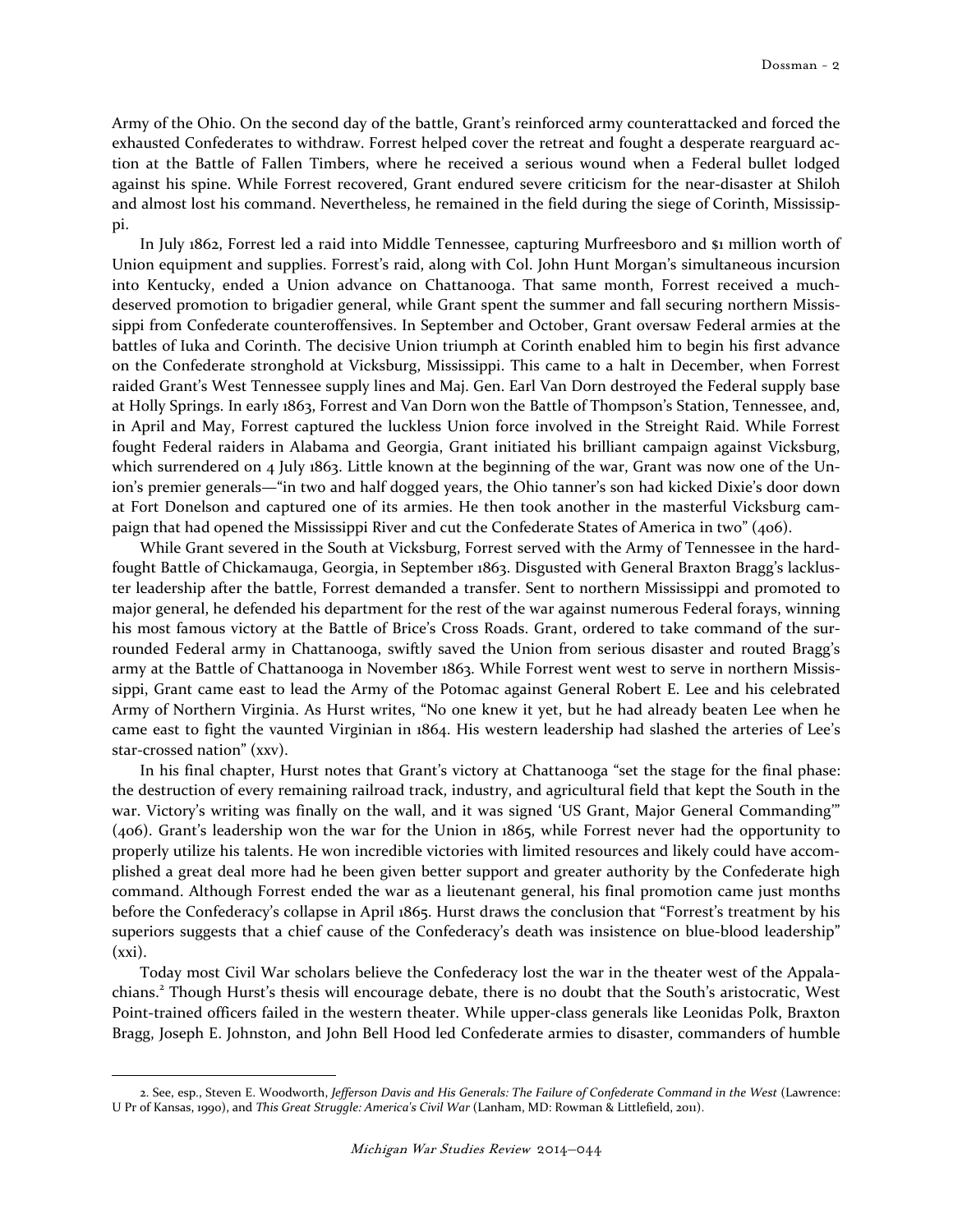Army of the Ohio. On the second day of the battle, Grant's reinforced army counterattacked and forced the exhausted Confederates to withdraw. Forrest helped cover the retreat and fought a desperate rearguard action at the Battle of Fallen Timbers, where he received a serious wound when a Federal bullet lodged against his spine. While Forrest recovered, Grant endured severe criticism for the near-disaster at Shiloh and almost lost his command. Nevertheless, he remained in the field during the siege of Corinth, Mississippi.

In July 1862, Forrest led a raid into Middle Tennessee, capturing Murfreesboro and $1 million worth of Union equipment and supplies. Forrest's raid, along with Col. John Hunt Morgan's simultaneous incursion into Kentucky, ended a Union advance on Chattanooga. That same month, Forrest received a much-deserved promotion to brigadier general, while Grant spent the summer and fall securing northern Mississippi from Confederate counteroffensives. In September and October, Grant oversaw Federal armies at the battles of Iuka and Corinth. The decisive Union triumph at Corinth enabled him to begin his first advance on the Confederate stronghold at Vicksburg, Mississippi. This came to a halt in December, when Forrest raided Grant's West Tennessee supply lines and Maj. Gen. Earl Van Dorn destroyed the Federal supply base at Holly Springs. In early 1863, Forrest and Van Dorn won the Battle of Thompson's Station, Tennessee, and, in April and May, Forrest captured the luckless Union force involved in the Streight Raid. While Forrest fought Federal raiders in Alabama and Georgia, Grant initiated his brilliant campaign against Vicksburg, which surrendered on 4 July 1863. Little known at the beginning of the war, Grant was now one of the Union's premier generals—"in two and half dogged years, the Ohio tanner's son had kicked Dixie's door down at Fort Donelson and captured one of its armies. He then took another in the masterful Vicksburg campaign that had opened the Mississippi River and cut the Confederate States of America in two" (406).

While Grant severed in the South at Vicksburg, Forrest served with the Army of Tennessee in the hard-fought Battle of Chickamauga, Georgia, in September 1863. Disgusted with General Braxton Bragg's lackluster leadership after the battle, Forrest demanded a transfer. Sent to northern Mississippi and promoted to major general, he defended his department for the rest of the war against numerous Federal forays, winning his most famous victory at the Battle of Brice's Cross Roads. Grant, ordered to take command of the surrounded Federal army in Chattanooga, swiftly saved the Union from serious disaster and routed Bragg's army at the Battle of Chattanooga in November 1863. While Forrest went west to serve in northern Mississippi, Grant came east to lead the Army of the Potomac against General Robert E. Lee and his celebrated Army of Northern Virginia. As Hurst writes, "No one knew it yet, but he had already beaten Lee when he came east to fight the vaunted Virginian in 1864. His western leadership had slashed the arteries of Lee's star-crossed nation" (xxv).

In his final chapter, Hurst notes that Grant's victory at Chattanooga "set the stage for the final phase: the destruction of every remaining railroad track, industry, and agricultural field that kept the South in the war. Victory's writing was finally on the wall, and it was signed 'US Grant, Major General Commanding'" (406). Grant's leadership won the war for the Union in 1865, while Forrest never had the opportunity to properly utilize his talents. He won incredible victories with limited resources and likely could have accomplished a great deal more had he been given better support and greater authority by the Confederate high command. Although Forrest ended the war as a lieutenant general, his final promotion came just months before the Confederacy's collapse in April 1865. Hurst draws the conclusion that "Forrest's treatment by his superiors suggests that a chief cause of the Confederacy's death was insistence on blue-blood leadership" (xxi).

Today most Civil War scholars believe the Confederacy lost the war in the theater west of the Appalachians.[2] Though Hurst's thesis will encourage debate, there is no doubt that the South's aristocratic, West Point-trained officers failed in the western theater. While upper-class generals like Leonidas Polk, Braxton Bragg, Joseph E. Johnston, and John Bell Hood led Confederate armies to disaster, commanders of humble

---

2. See, esp., Steven E. Woodworth, *Jefferson Davis and His Generals: The Failure of Confederate Command in the West* (Lawrence: U Pr of Kansas, 1990), and *This Great Struggle: America's Civil War* (Lanham, MD: Rowman & Littlefield, 2011).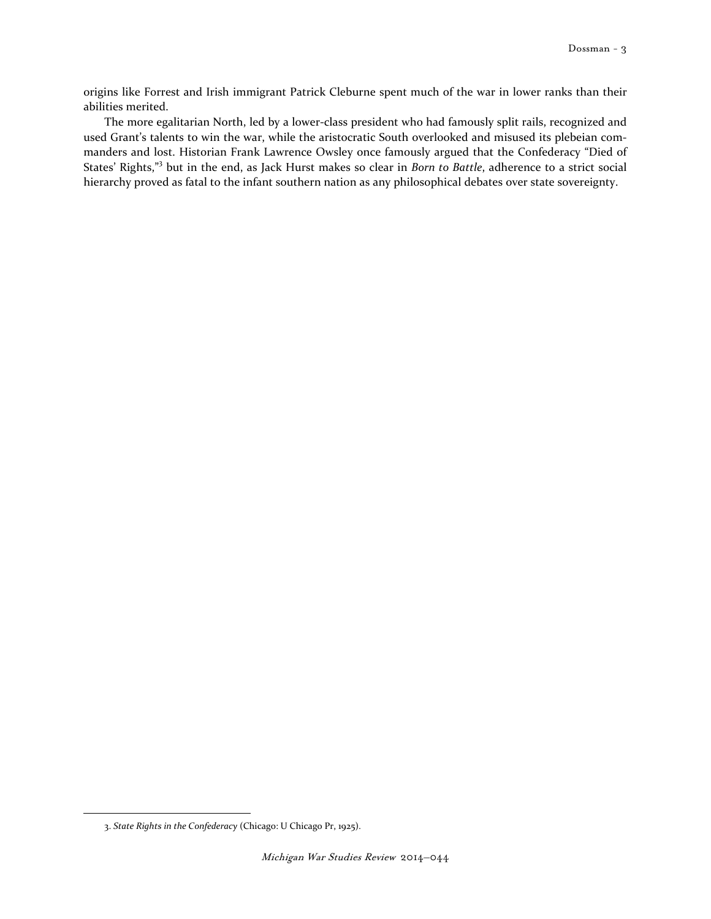origins like Forrest and Irish immigrant Patrick Cleburne spent much of the war in lower ranks than their abilities merited.

The more egalitarian North, led by a lower-class president who had famously split rails, recognized and used Grant's talents to win the war, while the aristocratic South overlooked and misused its plebeian commanders and lost. Historian Frank Lawrence Owsley once famously argued that the Confederacy "Died of States' Rights,"[3] but in the end, as Jack Hurst makes so clear in *Born to Battle*, adherence to a strict social hierarchy proved as fatal to the infant southern nation as any philosophical debates over state sovereignty.

---

3. *State Rights in the Confederacy* (Chicago: U Chicago Pr, 1925).